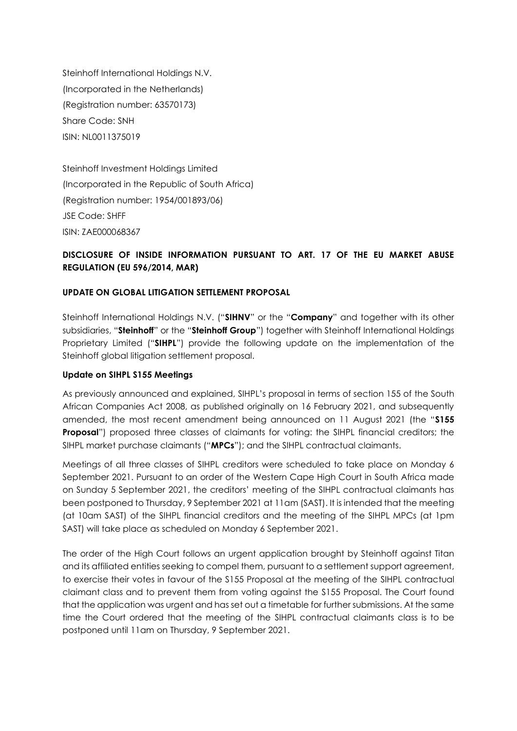Steinhoff International Holdings N.V.
(Incorporated in the Netherlands)
(Registration number: 63570173)
Share Code: SNH
ISIN: NL0011375019

Steinhoff Investment Holdings Limited
(Incorporated in the Republic of South Africa)
(Registration number: 1954/001893/06)
JSE Code: SHFF
ISIN: ZAE000068367

**DISCLOSURE OF INSIDE INFORMATION PURSUANT TO ART. 17 OF THE EU MARKET ABUSE REGULATION (EU 596/2014, MAR)**

**UPDATE ON GLOBAL LITIGATION SETTLEMENT PROPOSAL**

Steinhoff International Holdings N.V. ("**SIHNV**" or the "**Company**" and together with its other subsidiaries, "**Steinhoff**" or the "**Steinhoff Group**") together with Steinhoff International Holdings Proprietary Limited ("**SIHPL**") provide the following update on the implementation of the Steinhoff global litigation settlement proposal.

**Update on SIHPL S155 Meetings**

As previously announced and explained, SIHPL's proposal in terms of section 155 of the South African Companies Act 2008, as published originally on 16 February 2021, and subsequently amended, the most recent amendment being announced on 11 August 2021 (the "**S155 Proposal**") proposed three classes of claimants for voting: the SIHPL financial creditors; the SIHPL market purchase claimants ("**MPCs**"); and the SIHPL contractual claimants.

Meetings of all three classes of SIHPL creditors were scheduled to take place on Monday 6 September 2021. Pursuant to an order of the Western Cape High Court in South Africa made on Sunday 5 September 2021, the creditors' meeting of the SIHPL contractual claimants has been postponed to Thursday, 9 September 2021 at 11am (SAST). It is intended that the meeting (at 10am SAST) of the SIHPL financial creditors and the meeting of the SIHPL MPCs (at 1pm SAST) will take place as scheduled on Monday 6 September 2021.

The order of the High Court follows an urgent application brought by Steinhoff against Titan and its affiliated entities seeking to compel them, pursuant to a settlement support agreement, to exercise their votes in favour of the S155 Proposal at the meeting of the SIHPL contractual claimant class and to prevent them from voting against the S155 Proposal. The Court found that the application was urgent and has set out a timetable for further submissions. At the same time the Court ordered that the meeting of the SIHPL contractual claimants class is to be postponed until 11am on Thursday, 9 September 2021.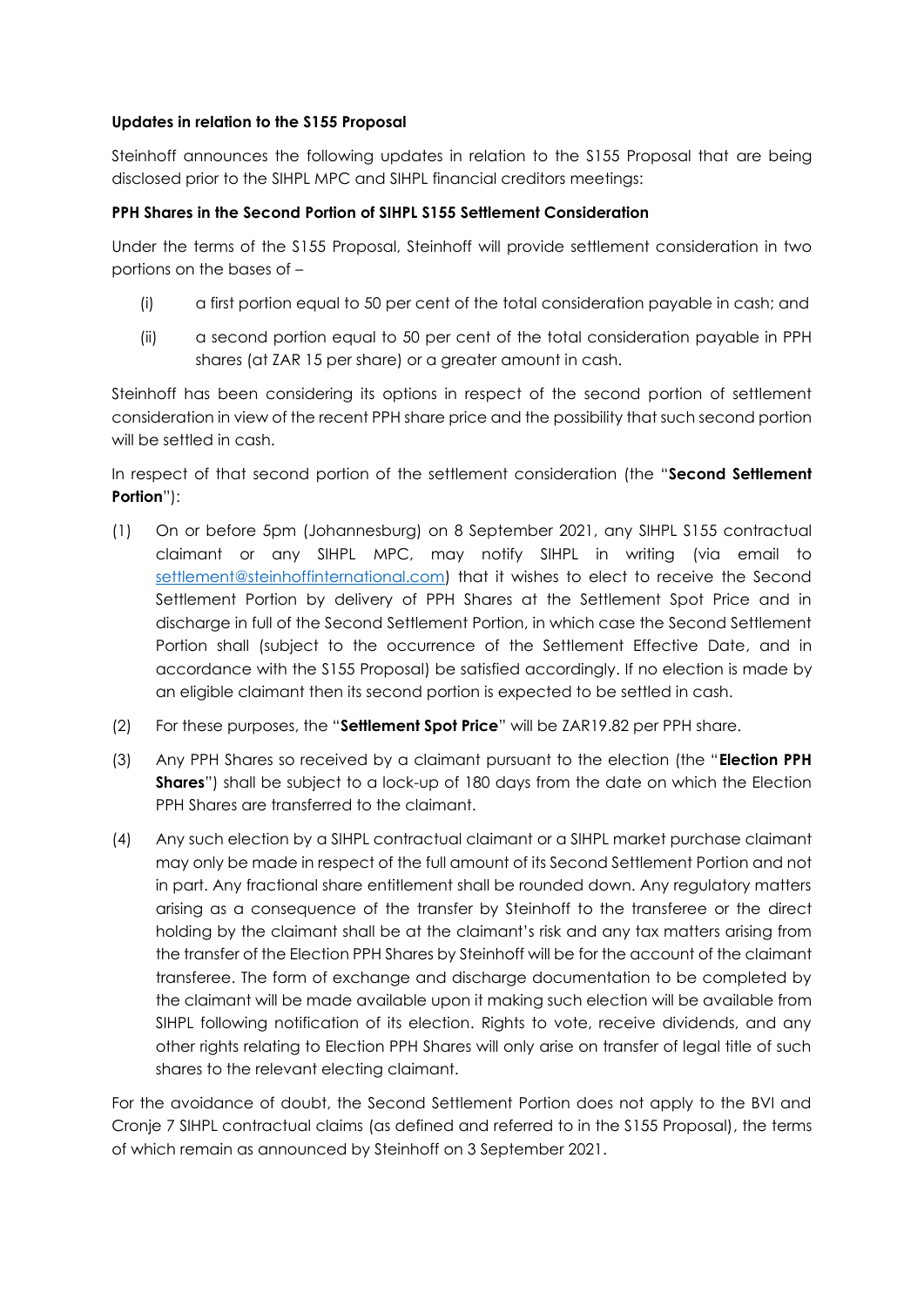**Updates in relation to the S155 Proposal**

Steinhoff announces the following updates in relation to the S155 Proposal that are being disclosed prior to the SIHPL MPC and SIHPL financial creditors meetings:

**PPH Shares in the Second Portion of SIHPL S155 Settlement Consideration**

Under the terms of the S155 Proposal, Steinhoff will provide settlement consideration in two portions on the bases of –

(i) a first portion equal to 50 per cent of the total consideration payable in cash; and

(ii) a second portion equal to 50 per cent of the total consideration payable in PPH shares (at ZAR 15 per share) or a greater amount in cash.

Steinhoff has been considering its options in respect of the second portion of settlement consideration in view of the recent PPH share price and the possibility that such second portion will be settled in cash.

In respect of that second portion of the settlement consideration (the "**Second Settlement Portion**"):

(1) On or before 5pm (Johannesburg) on 8 September 2021, any SIHPL S155 contractual claimant or any SIHPL MPC, may notify SIHPL in writing (via email to settlement@steinhoffinternational.com) that it wishes to elect to receive the Second Settlement Portion by delivery of PPH Shares at the Settlement Spot Price and in discharge in full of the Second Settlement Portion, in which case the Second Settlement Portion shall (subject to the occurrence of the Settlement Effective Date, and in accordance with the S155 Proposal) be satisfied accordingly. If no election is made by an eligible claimant then its second portion is expected to be settled in cash.

(2) For these purposes, the "**Settlement Spot Price**" will be ZAR19.82 per PPH share.

(3) Any PPH Shares so received by a claimant pursuant to the election (the "**Election PPH Shares**") shall be subject to a lock-up of 180 days from the date on which the Election PPH Shares are transferred to the claimant.

(4) Any such election by a SIHPL contractual claimant or a SIHPL market purchase claimant may only be made in respect of the full amount of its Second Settlement Portion and not in part. Any fractional share entitlement shall be rounded down. Any regulatory matters arising as a consequence of the transfer by Steinhoff to the transferee or the direct holding by the claimant shall be at the claimant's risk and any tax matters arising from the transfer of the Election PPH Shares by Steinhoff will be for the account of the claimant transferee. The form of exchange and discharge documentation to be completed by the claimant will be made available upon it making such election will be available from SIHPL following notification of its election. Rights to vote, receive dividends, and any other rights relating to Election PPH Shares will only arise on transfer of legal title of such shares to the relevant electing claimant.

For the avoidance of doubt, the Second Settlement Portion does not apply to the BVI and Cronje 7 SIHPL contractual claims (as defined and referred to in the S155 Proposal), the terms of which remain as announced by Steinhoff on 3 September 2021.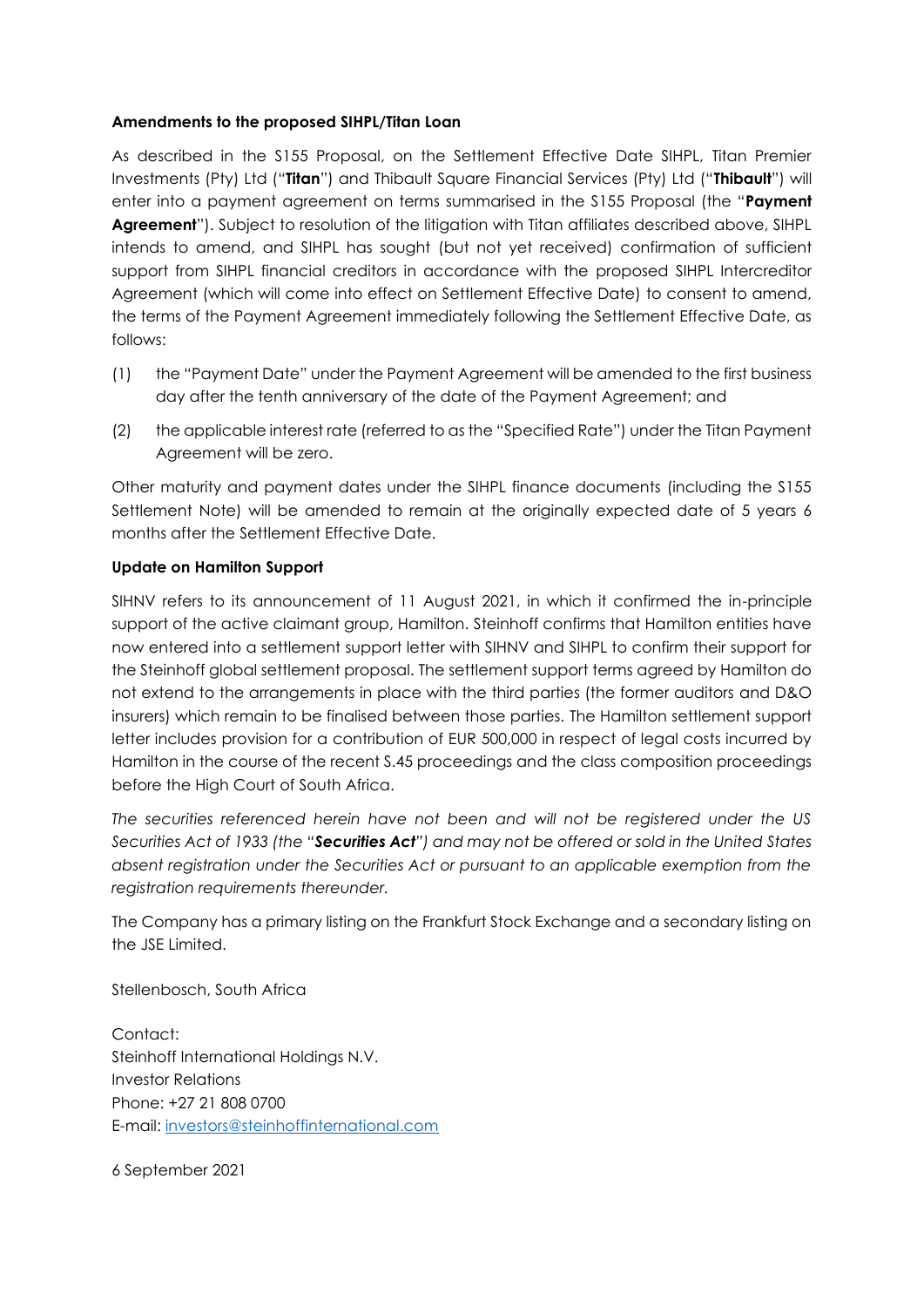**Amendments to the proposed SIHPL/Titan Loan**

As described in the S155 Proposal, on the Settlement Effective Date SIHPL, Titan Premier Investments (Pty) Ltd ("**Titan**") and Thibault Square Financial Services (Pty) Ltd ("**Thibault**") will enter into a payment agreement on terms summarised in the S155 Proposal (the "**Payment Agreement**"). Subject to resolution of the litigation with Titan affiliates described above, SIHPL intends to amend, and SIHPL has sought (but not yet received) confirmation of sufficient support from SIHPL financial creditors in accordance with the proposed SIHPL Intercreditor Agreement (which will come into effect on Settlement Effective Date) to consent to amend, the terms of the Payment Agreement immediately following the Settlement Effective Date, as follows:

(1) the "Payment Date" under the Payment Agreement will be amended to the first business day after the tenth anniversary of the date of the Payment Agreement; and

(2) the applicable interest rate (referred to as the "Specified Rate") under the Titan Payment Agreement will be zero.

Other maturity and payment dates under the SIHPL finance documents (including the S155 Settlement Note) will be amended to remain at the originally expected date of 5 years 6 months after the Settlement Effective Date.

**Update on Hamilton Support**

SIHNV refers to its announcement of 11 August 2021, in which it confirmed the in-principle support of the active claimant group, Hamilton. Steinhoff confirms that Hamilton entities have now entered into a settlement support letter with SIHNV and SIHPL to confirm their support for the Steinhoff global settlement proposal. The settlement support terms agreed by Hamilton do not extend to the arrangements in place with the third parties (the former auditors and D&O insurers) which remain to be finalised between those parties. The Hamilton settlement support letter includes provision for a contribution of EUR 500,000 in respect of legal costs incurred by Hamilton in the course of the recent S.45 proceedings and the class composition proceedings before the High Court of South Africa.

*The securities referenced herein have not been and will not be registered under the US Securities Act of 1933 (the "**Securities Act**") and may not be offered or sold in the United States absent registration under the Securities Act or pursuant to an applicable exemption from the registration requirements thereunder.*

The Company has a primary listing on the Frankfurt Stock Exchange and a secondary listing on the JSE Limited.

Stellenbosch, South Africa

Contact:
Steinhoff International Holdings N.V.
Investor Relations
Phone: +27 21 808 0700
E-mail: investors@steinhoffinternational.com

6 September 2021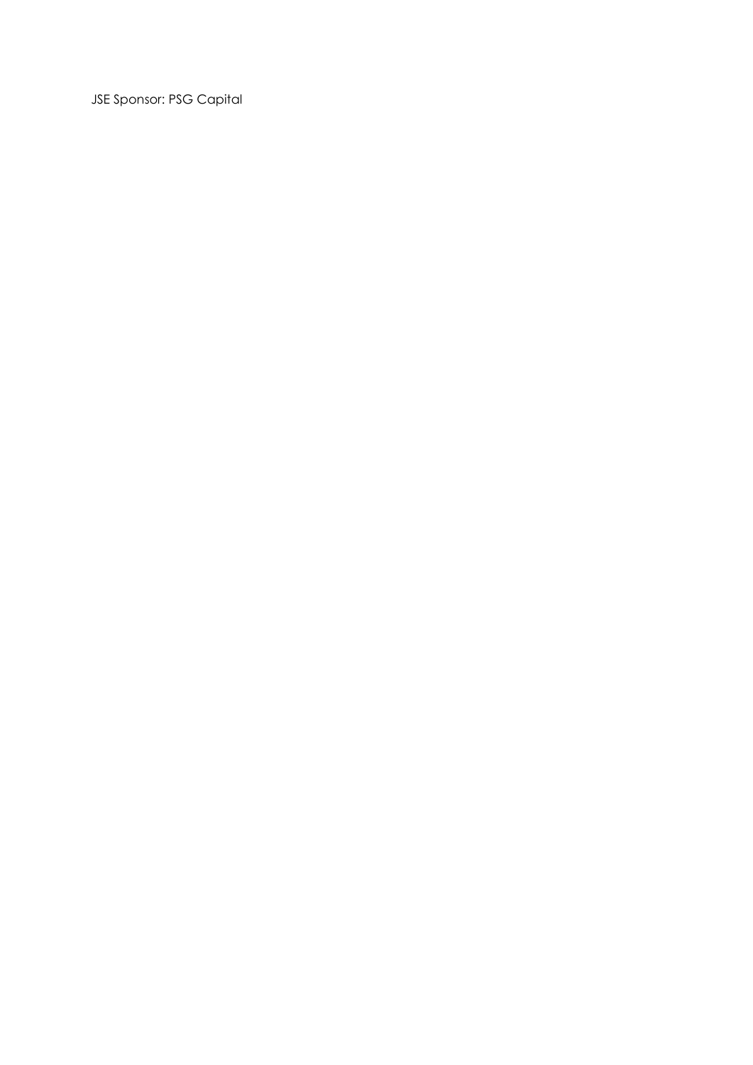JSE Sponsor: PSG Capital